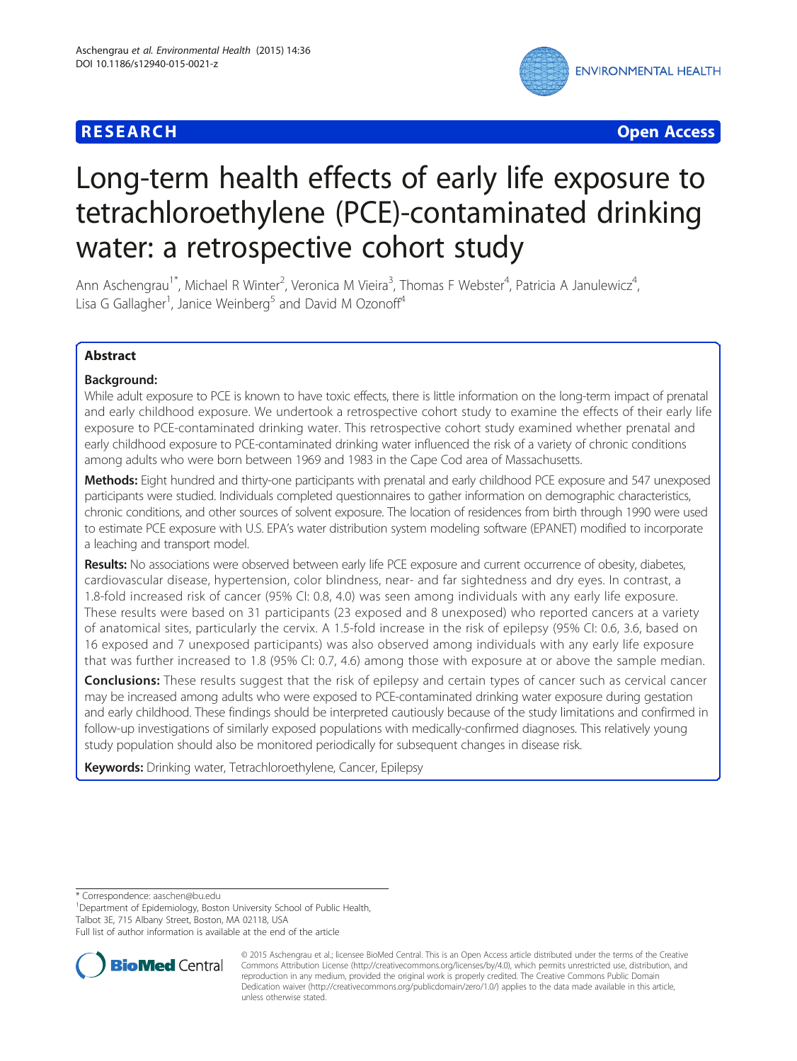**RESEARCH** **Open Access**

# Long-term health effects of early life exposure to tetrachloroethylene (PCE)-contaminated drinking water: a retrospective cohort study

Ann Aschengrau[1*], Michael R Winter[2], Veronica M Vieira[3], Thomas F Webster[4], Patricia A Janulewicz[4], Lisa G Gallagher[1], Janice Weinberg[5] and David M Ozonoff[4]

## Abstract

**Background:** While adult exposure to PCE is known to have toxic effects, there is little information on the long-term impact of prenatal and early childhood exposure. We undertook a retrospective cohort study to examine the effects of their early life exposure to PCE-contaminated drinking water. This retrospective cohort study examined whether prenatal and early childhood exposure to PCE-contaminated drinking water influenced the risk of a variety of chronic conditions among adults who were born between 1969 and 1983 in the Cape Cod area of Massachusetts.

**Methods:** Eight hundred and thirty-one participants with prenatal and early childhood PCE exposure and 547 unexposed participants were studied. Individuals completed questionnaires to gather information on demographic characteristics, chronic conditions, and other sources of solvent exposure. The location of residences from birth through 1990 were used to estimate PCE exposure with U.S. EPA's water distribution system modeling software (EPANET) modified to incorporate a leaching and transport model.

**Results:** No associations were observed between early life PCE exposure and current occurrence of obesity, diabetes, cardiovascular disease, hypertension, color blindness, near- and far sightedness and dry eyes. In contrast, a 1.8-fold increased risk of cancer (95% CI: 0.8, 4.0) was seen among individuals with any early life exposure. These results were based on 31 participants (23 exposed and 8 unexposed) who reported cancers at a variety of anatomical sites, particularly the cervix. A 1.5-fold increase in the risk of epilepsy (95% CI: 0.6, 3.6, based on 16 exposed and 7 unexposed participants) was also observed among individuals with any early life exposure that was further increased to 1.8 (95% CI: 0.7, 4.6) among those with exposure at or above the sample median.

**Conclusions:** These results suggest that the risk of epilepsy and certain types of cancer such as cervical cancer may be increased among adults who were exposed to PCE-contaminated drinking water exposure during gestation and early childhood. These findings should be interpreted cautiously because of the study limitations and confirmed in follow-up investigations of similarly exposed populations with medically-confirmed diagnoses. This relatively young study population should also be monitored periodically for subsequent changes in disease risk.

**Keywords:** Drinking water, Tetrachloroethylene, Cancer, Epilepsy

\* Correspondence: aaschen@bu.edu
[1]Department of Epidemiology, Boston University School of Public Health, Talbot 3E, 715 Albany Street, Boston, MA 02118, USA
Full list of author information is available at the end of the article

© 2015 Aschengrau et al.; licensee BioMed Central. This is an Open Access article distributed under the terms of the Creative Commons Attribution License (http://creativecommons.org/licenses/by/4.0), which permits unrestricted use, distribution, and reproduction in any medium, provided the original work is properly credited. The Creative Commons Public Domain Dedication waiver (http://creativecommons.org/publicdomain/zero/1.0/) applies to the data made available in this article, unless otherwise stated.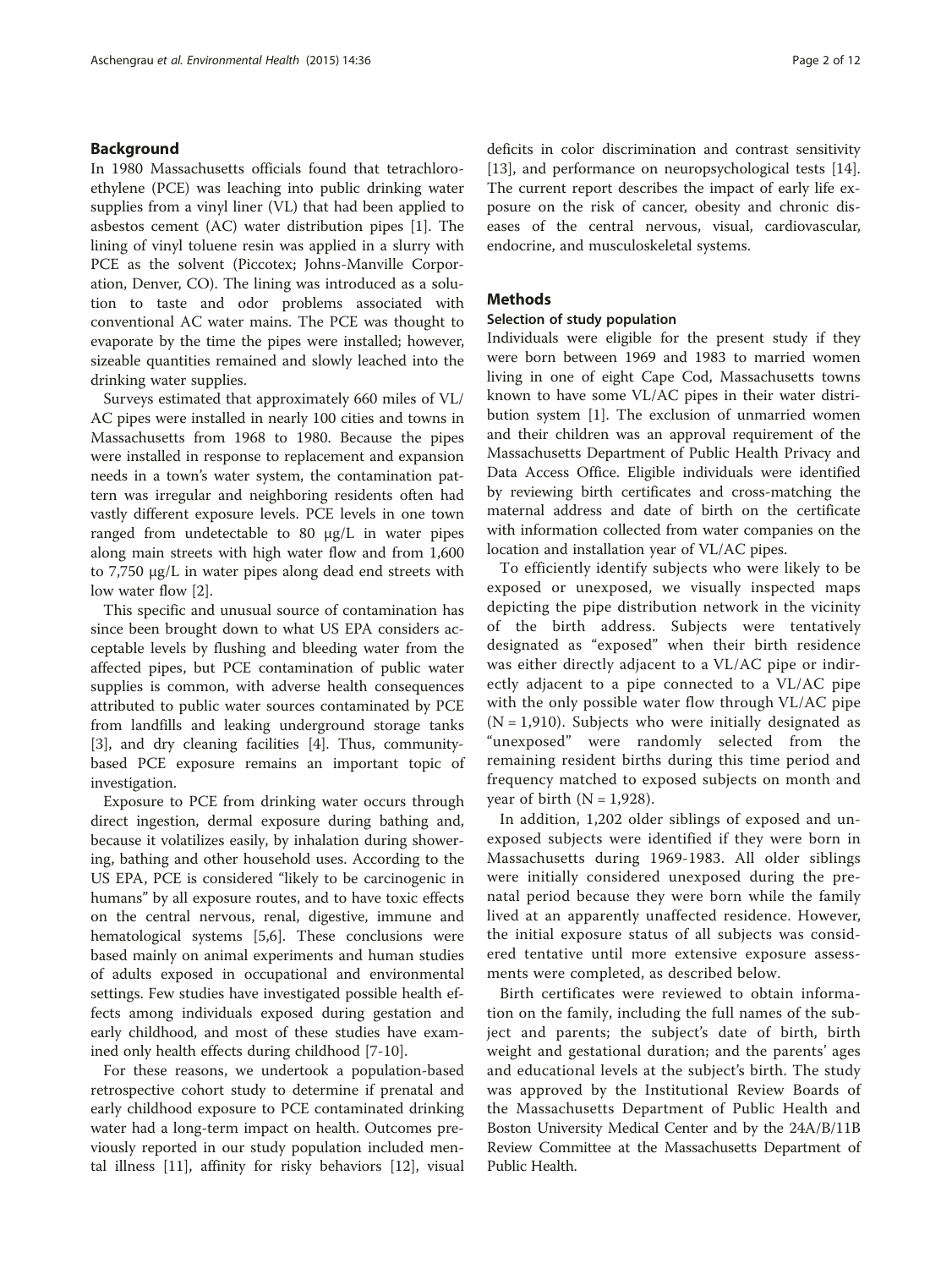## Background

In 1980 Massachusetts officials found that tetrachloroethylene (PCE) was leaching into public drinking water supplies from a vinyl liner (VL) that had been applied to asbestos cement (AC) water distribution pipes [1]. The lining of vinyl toluene resin was applied in a slurry with PCE as the solvent (Piccotex; Johns-Manville Corporation, Denver, CO). The lining was introduced as a solution to taste and odor problems associated with conventional AC water mains. The PCE was thought to evaporate by the time the pipes were installed; however, sizeable quantities remained and slowly leached into the drinking water supplies.

Surveys estimated that approximately 660 miles of VL/AC pipes were installed in nearly 100 cities and towns in Massachusetts from 1968 to 1980. Because the pipes were installed in response to replacement and expansion needs in a town's water system, the contamination pattern was irregular and neighboring residents often had vastly different exposure levels. PCE levels in one town ranged from undetectable to 80 μg/L in water pipes along main streets with high water flow and from 1,600 to 7,750 μg/L in water pipes along dead end streets with low water flow [2].

This specific and unusual source of contamination has since been brought down to what US EPA considers acceptable levels by flushing and bleeding water from the affected pipes, but PCE contamination of public water supplies is common, with adverse health consequences attributed to public water sources contaminated by PCE from landfills and leaking underground storage tanks [3], and dry cleaning facilities [4]. Thus, community-based PCE exposure remains an important topic of investigation.

Exposure to PCE from drinking water occurs through direct ingestion, dermal exposure during bathing and, because it volatilizes easily, by inhalation during showering, bathing and other household uses. According to the US EPA, PCE is considered "likely to be carcinogenic in humans" by all exposure routes, and to have toxic effects on the central nervous, renal, digestive, immune and hematological systems [5,6]. These conclusions were based mainly on animal experiments and human studies of adults exposed in occupational and environmental settings. Few studies have investigated possible health effects among individuals exposed during gestation and early childhood, and most of these studies have examined only health effects during childhood [7-10].

For these reasons, we undertook a population-based retrospective cohort study to determine if prenatal and early childhood exposure to PCE contaminated drinking water had a long-term impact on health. Outcomes previously reported in our study population included mental illness [11], affinity for risky behaviors [12], visual deficits in color discrimination and contrast sensitivity [13], and performance on neuropsychological tests [14]. The current report describes the impact of early life exposure on the risk of cancer, obesity and chronic diseases of the central nervous, visual, cardiovascular, endocrine, and musculoskeletal systems.

## Methods

### Selection of study population

Individuals were eligible for the present study if they were born between 1969 and 1983 to married women living in one of eight Cape Cod, Massachusetts towns known to have some VL/AC pipes in their water distribution system [1]. The exclusion of unmarried women and their children was an approval requirement of the Massachusetts Department of Public Health Privacy and Data Access Office. Eligible individuals were identified by reviewing birth certificates and cross-matching the maternal address and date of birth on the certificate with information collected from water companies on the location and installation year of VL/AC pipes.

To efficiently identify subjects who were likely to be exposed or unexposed, we visually inspected maps depicting the pipe distribution network in the vicinity of the birth address. Subjects were tentatively designated as "exposed" when their birth residence was either directly adjacent to a VL/AC pipe or indirectly adjacent to a pipe connected to a VL/AC pipe with the only possible water flow through VL/AC pipe (N = 1,910). Subjects who were initially designated as "unexposed" were randomly selected from the remaining resident births during this time period and frequency matched to exposed subjects on month and year of birth (N = 1,928).

In addition, 1,202 older siblings of exposed and unexposed subjects were identified if they were born in Massachusetts during 1969-1983. All older siblings were initially considered unexposed during the prenatal period because they were born while the family lived at an apparently unaffected residence. However, the initial exposure status of all subjects was considered tentative until more extensive exposure assessments were completed, as described below.

Birth certificates were reviewed to obtain information on the family, including the full names of the subject and parents; the subject's date of birth, birth weight and gestational duration; and the parents' ages and educational levels at the subject's birth. The study was approved by the Institutional Review Boards of the Massachusetts Department of Public Health and Boston University Medical Center and by the 24A/B/11B Review Committee at the Massachusetts Department of Public Health.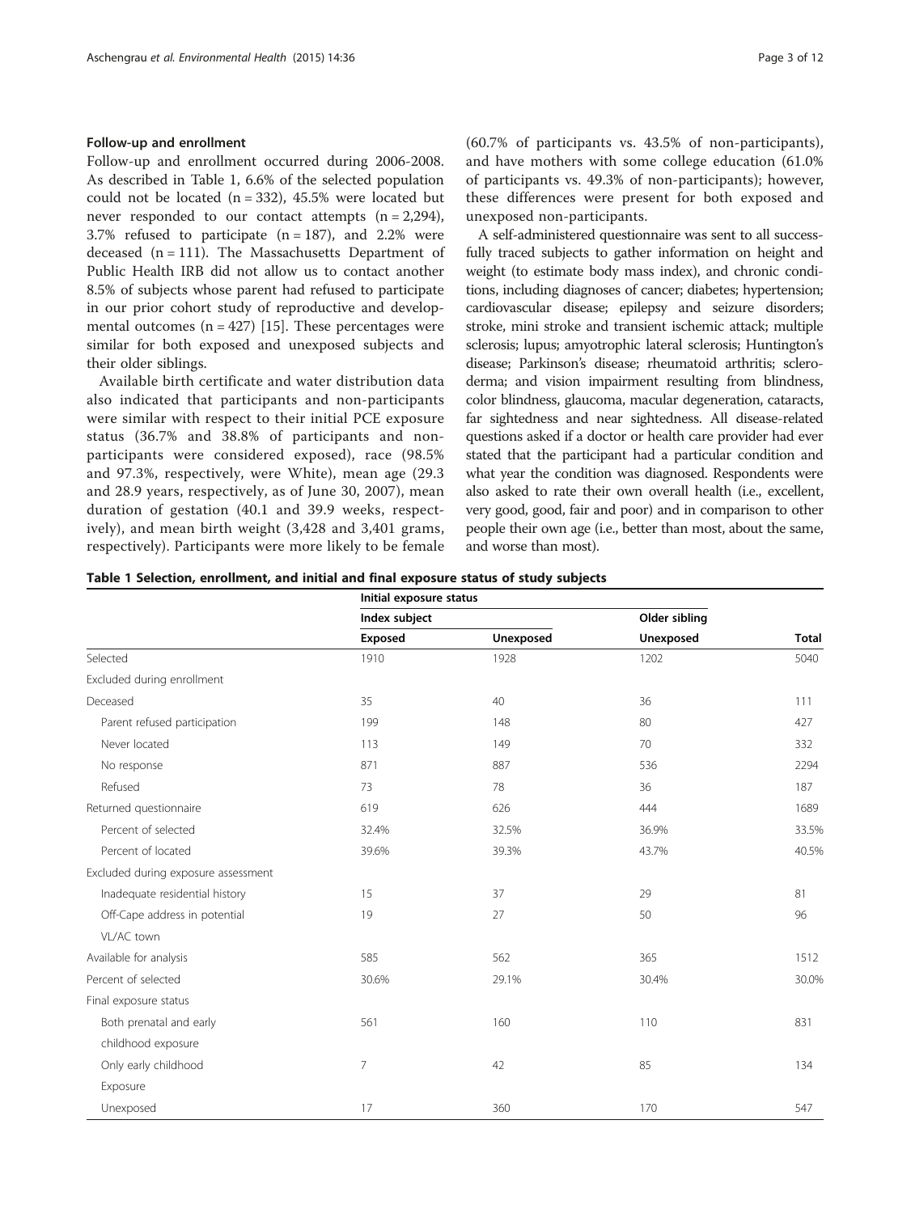### Follow-up and enrollment

Follow-up and enrollment occurred during 2006-2008. As described in Table 1, 6.6% of the selected population could not be located (n = 332), 45.5% were located but never responded to our contact attempts (n = 2,294), 3.7% refused to participate (n = 187), and 2.2% were deceased (n = 111). The Massachusetts Department of Public Health IRB did not allow us to contact another 8.5% of subjects whose parent had refused to participate in our prior cohort study of reproductive and developmental outcomes (n = 427) [15]. These percentages were similar for both exposed and unexposed subjects and their older siblings.

Available birth certificate and water distribution data also indicated that participants and non-participants were similar with respect to their initial PCE exposure status (36.7% and 38.8% of participants and non-participants were considered exposed), race (98.5% and 97.3%, respectively, were White), mean age (29.3 and 28.9 years, respectively, as of June 30, 2007), mean duration of gestation (40.1 and 39.9 weeks, respectively), and mean birth weight (3,428 and 3,401 grams, respectively). Participants were more likely to be female (60.7% of participants vs. 43.5% of non-participants), and have mothers with some college education (61.0% of participants vs. 49.3% of non-participants); however, these differences were present for both exposed and unexposed non-participants.

A self-administered questionnaire was sent to all successfully traced subjects to gather information on height and weight (to estimate body mass index), and chronic conditions, including diagnoses of cancer; diabetes; hypertension; cardiovascular disease; epilepsy and seizure disorders; stroke, mini stroke and transient ischemic attack; multiple sclerosis; lupus; amyotrophic lateral sclerosis; Huntington's disease; Parkinson's disease; rheumatoid arthritis; scleroderma; and vision impairment resulting from blindness, color blindness, glaucoma, macular degeneration, cataracts, far sightedness and near sightedness. All disease-related questions asked if a doctor or health care provider had ever stated that the participant had a particular condition and what year the condition was diagnosed. Respondents were also asked to rate their own overall health (i.e., excellent, very good, good, fair and poor) and in comparison to other people their own age (i.e., better than most, about the same, and worse than most).

**Table 1 Selection, enrollment, and initial and final exposure status of study subjects**

| | Initial exposure status | | | |
|---|---|---|---|---|
| | Index subject | | Older sibling | |
| | Exposed | Unexposed | Unexposed | Total |
| Selected | 1910 | 1928 | 1202 | 5040 |
| Excluded during enrollment | | | | |
| Deceased | 35 | 40 | 36 | 111 |
| Parent refused participation | 199 | 148 | 80 | 427 |
| Never located | 113 | 149 | 70 | 332 |
| No response | 871 | 887 | 536 | 2294 |
| Refused | 73 | 78 | 36 | 187 |
| Returned questionnaire | 619 | 626 | 444 | 1689 |
| Percent of selected | 32.4% | 32.5% | 36.9% | 33.5% |
| Percent of located | 39.6% | 39.3% | 43.7% | 40.5% |
| Excluded during exposure assessment | | | | |
| Inadequate residential history | 15 | 37 | 29 | 81 |
| Off-Cape address in potential VL/AC town | 19 | 27 | 50 | 96 |
| Available for analysis | 585 | 562 | 365 | 1512 |
| Percent of selected | 30.6% | 29.1% | 30.4% | 30.0% |
| Final exposure status | | | | |
| Both prenatal and early childhood exposure | 561 | 160 | 110 | 831 |
| Only early childhood Exposure | 7 | 42 | 85 | 134 |
| Unexposed | 17 | 360 | 170 | 547 |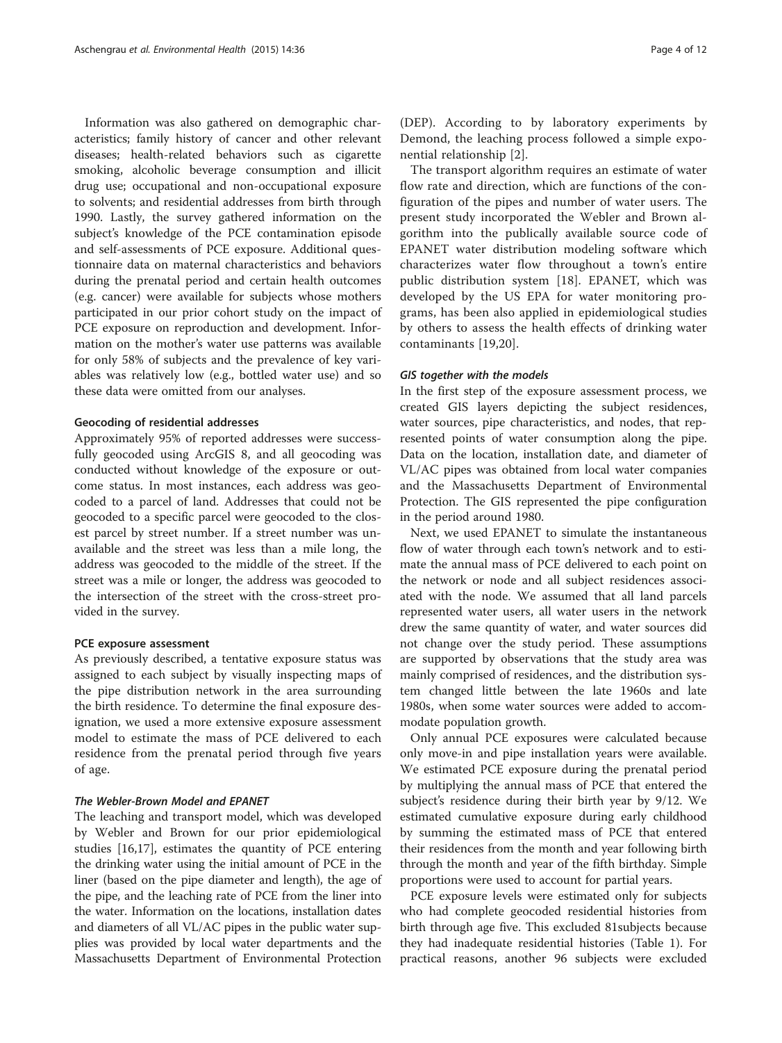Information was also gathered on demographic characteristics; family history of cancer and other relevant diseases; health-related behaviors such as cigarette smoking, alcoholic beverage consumption and illicit drug use; occupational and non-occupational exposure to solvents; and residential addresses from birth through 1990. Lastly, the survey gathered information on the subject's knowledge of the PCE contamination episode and self-assessments of PCE exposure. Additional questionnaire data on maternal characteristics and behaviors during the prenatal period and certain health outcomes (e.g. cancer) were available for subjects whose mothers participated in our prior cohort study on the impact of PCE exposure on reproduction and development. Information on the mother's water use patterns was available for only 58% of subjects and the prevalence of key variables was relatively low (e.g., bottled water use) and so these data were omitted from our analyses.

#### Geocoding of residential addresses

Approximately 95% of reported addresses were successfully geocoded using ArcGIS 8, and all geocoding was conducted without knowledge of the exposure or outcome status. In most instances, each address was geocoded to a parcel of land. Addresses that could not be geocoded to a specific parcel were geocoded to the closest parcel by street number. If a street number was unavailable and the street was less than a mile long, the address was geocoded to the middle of the street. If the street was a mile or longer, the address was geocoded to the intersection of the street with the cross-street provided in the survey.

#### PCE exposure assessment

As previously described, a tentative exposure status was assigned to each subject by visually inspecting maps of the pipe distribution network in the area surrounding the birth residence. To determine the final exposure designation, we used a more extensive exposure assessment model to estimate the mass of PCE delivered to each residence from the prenatal period through five years of age.

##### *The Webler-Brown Model and EPANET*

The leaching and transport model, which was developed by Webler and Brown for our prior epidemiological studies [16,17], estimates the quantity of PCE entering the drinking water using the initial amount of PCE in the liner (based on the pipe diameter and length), the age of the pipe, and the leaching rate of PCE from the liner into the water. Information on the locations, installation dates and diameters of all VL/AC pipes in the public water supplies was provided by local water departments and the Massachusetts Department of Environmental Protection (DEP). According to by laboratory experiments by Demond, the leaching process followed a simple exponential relationship [2].

The transport algorithm requires an estimate of water flow rate and direction, which are functions of the configuration of the pipes and number of water users. The present study incorporated the Webler and Brown algorithm into the publically available source code of EPANET water distribution modeling software which characterizes water flow throughout a town's entire public distribution system [18]. EPANET, which was developed by the US EPA for water monitoring programs, has been also applied in epidemiological studies by others to assess the health effects of drinking water contaminants [19,20].

##### *GIS together with the models*

In the first step of the exposure assessment process, we created GIS layers depicting the subject residences, water sources, pipe characteristics, and nodes, that represented points of water consumption along the pipe. Data on the location, installation date, and diameter of VL/AC pipes was obtained from local water companies and the Massachusetts Department of Environmental Protection. The GIS represented the pipe configuration in the period around 1980.

Next, we used EPANET to simulate the instantaneous flow of water through each town's network and to estimate the annual mass of PCE delivered to each point on the network or node and all subject residences associated with the node. We assumed that all land parcels represented water users, all water users in the network drew the same quantity of water, and water sources did not change over the study period. These assumptions are supported by observations that the study area was mainly comprised of residences, and the distribution system changed little between the late 1960s and late 1980s, when some water sources were added to accommodate population growth.

Only annual PCE exposures were calculated because only move-in and pipe installation years were available. We estimated PCE exposure during the prenatal period by multiplying the annual mass of PCE that entered the subject's residence during their birth year by 9/12. We estimated cumulative exposure during early childhood by summing the estimated mass of PCE that entered their residences from the month and year following birth through the month and year of the fifth birthday. Simple proportions were used to account for partial years.

PCE exposure levels were estimated only for subjects who had complete geocoded residential histories from birth through age five. This excluded 81subjects because they had inadequate residential histories (Table 1). For practical reasons, another 96 subjects were excluded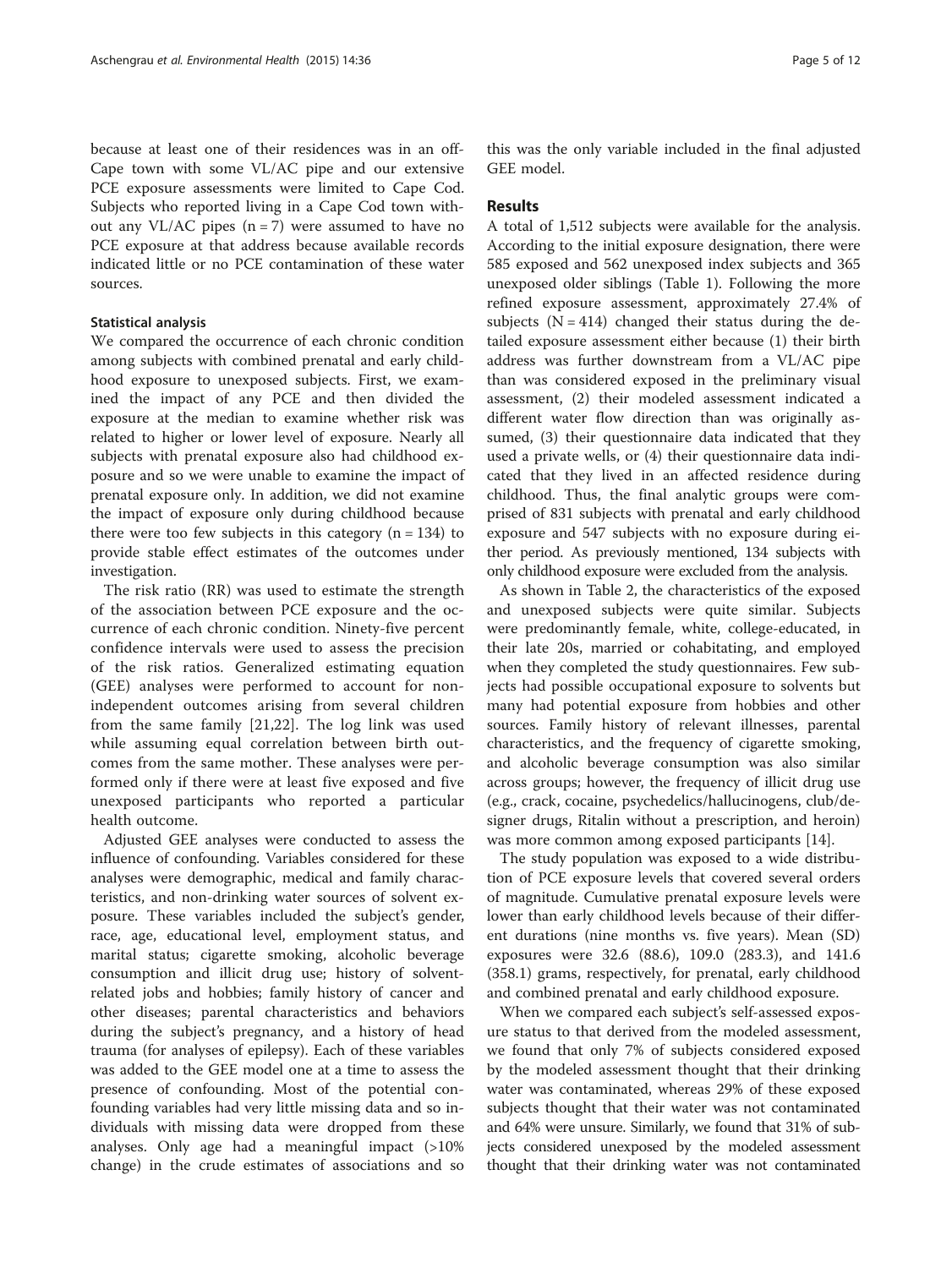because at least one of their residences was in an off-Cape town with some VL/AC pipe and our extensive PCE exposure assessments were limited to Cape Cod. Subjects who reported living in a Cape Cod town without any VL/AC pipes (n = 7) were assumed to have no PCE exposure at that address because available records indicated little or no PCE contamination of these water sources.

### Statistical analysis

We compared the occurrence of each chronic condition among subjects with combined prenatal and early childhood exposure to unexposed subjects. First, we examined the impact of any PCE and then divided the exposure at the median to examine whether risk was related to higher or lower level of exposure. Nearly all subjects with prenatal exposure also had childhood exposure and so we were unable to examine the impact of prenatal exposure only. In addition, we did not examine the impact of exposure only during childhood because there were too few subjects in this category (n = 134) to provide stable effect estimates of the outcomes under investigation.

The risk ratio (RR) was used to estimate the strength of the association between PCE exposure and the occurrence of each chronic condition. Ninety-five percent confidence intervals were used to assess the precision of the risk ratios. Generalized estimating equation (GEE) analyses were performed to account for non-independent outcomes arising from several children from the same family [21,22]. The log link was used while assuming equal correlation between birth outcomes from the same mother. These analyses were performed only if there were at least five exposed and five unexposed participants who reported a particular health outcome.

Adjusted GEE analyses were conducted to assess the influence of confounding. Variables considered for these analyses were demographic, medical and family characteristics, and non-drinking water sources of solvent exposure. These variables included the subject's gender, race, age, educational level, employment status, and marital status; cigarette smoking, alcoholic beverage consumption and illicit drug use; history of solvent-related jobs and hobbies; family history of cancer and other diseases; parental characteristics and behaviors during the subject's pregnancy, and a history of head trauma (for analyses of epilepsy). Each of these variables was added to the GEE model one at a time to assess the presence of confounding. Most of the potential confounding variables had very little missing data and so individuals with missing data were dropped from these analyses. Only age had a meaningful impact (>10% change) in the crude estimates of associations and so this was the only variable included in the final adjusted GEE model.

## Results

A total of 1,512 subjects were available for the analysis. According to the initial exposure designation, there were 585 exposed and 562 unexposed index subjects and 365 unexposed older siblings (Table 1). Following the more refined exposure assessment, approximately 27.4% of subjects (N = 414) changed their status during the detailed exposure assessment either because (1) their birth address was further downstream from a VL/AC pipe than was considered exposed in the preliminary visual assessment, (2) their modeled assessment indicated a different water flow direction than was originally assumed, (3) their questionnaire data indicated that they used a private wells, or (4) their questionnaire data indicated that they lived in an affected residence during childhood. Thus, the final analytic groups were comprised of 831 subjects with prenatal and early childhood exposure and 547 subjects with no exposure during either period. As previously mentioned, 134 subjects with only childhood exposure were excluded from the analysis.

As shown in Table 2, the characteristics of the exposed and unexposed subjects were quite similar. Subjects were predominantly female, white, college-educated, in their late 20s, married or cohabitating, and employed when they completed the study questionnaires. Few subjects had possible occupational exposure to solvents but many had potential exposure from hobbies and other sources. Family history of relevant illnesses, parental characteristics, and the frequency of cigarette smoking, and alcoholic beverage consumption was also similar across groups; however, the frequency of illicit drug use (e.g., crack, cocaine, psychedelics/hallucinogens, club/designer drugs, Ritalin without a prescription, and heroin) was more common among exposed participants [14].

The study population was exposed to a wide distribution of PCE exposure levels that covered several orders of magnitude. Cumulative prenatal exposure levels were lower than early childhood levels because of their different durations (nine months vs. five years). Mean (SD) exposures were 32.6 (88.6), 109.0 (283.3), and 141.6 (358.1) grams, respectively, for prenatal, early childhood and combined prenatal and early childhood exposure.

When we compared each subject's self-assessed exposure status to that derived from the modeled assessment, we found that only 7% of subjects considered exposed by the modeled assessment thought that their drinking water was contaminated, whereas 29% of these exposed subjects thought that their water was not contaminated and 64% were unsure. Similarly, we found that 31% of subjects considered unexposed by the modeled assessment thought that their drinking water was not contaminated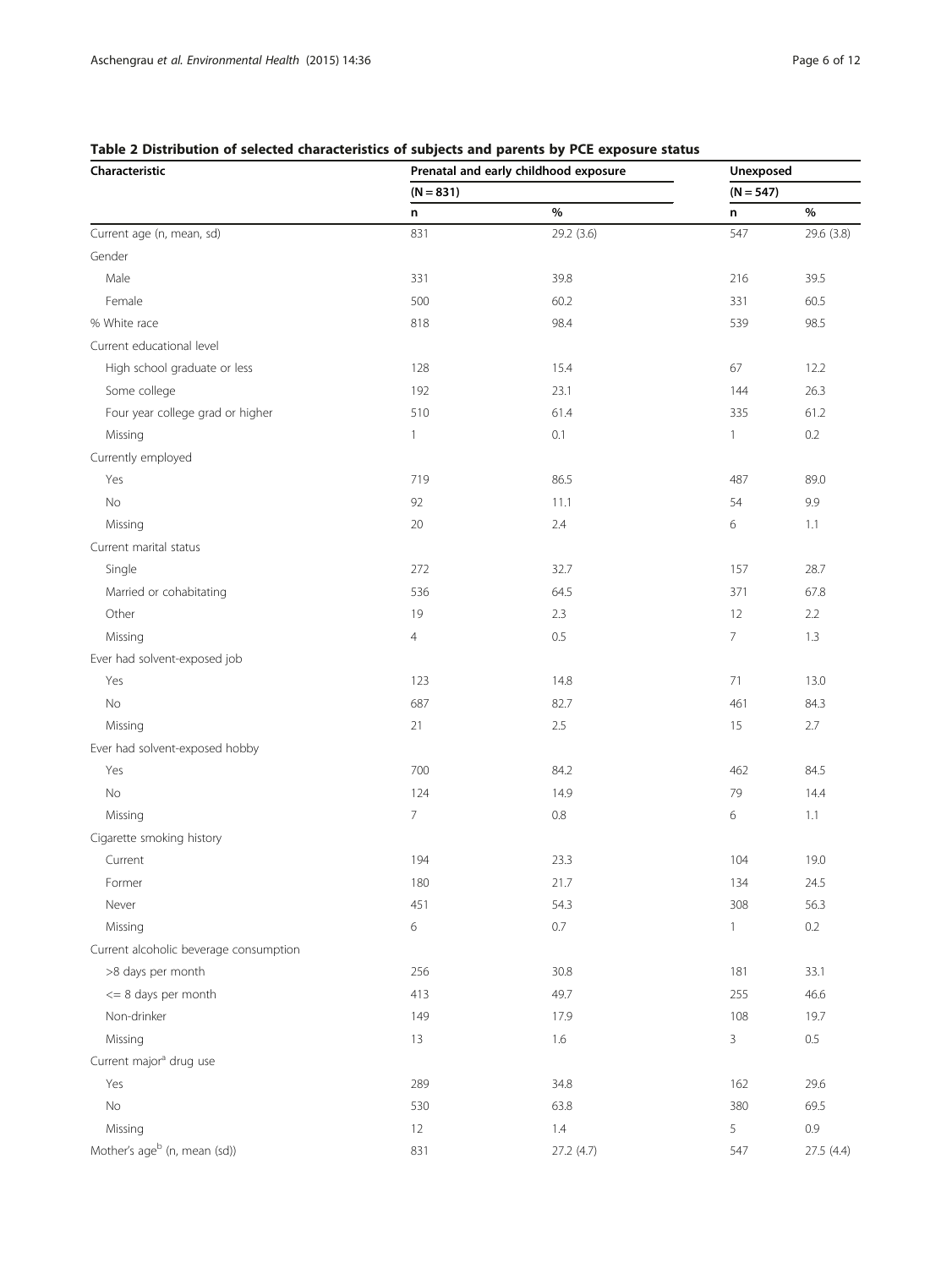**Table 2 Distribution of selected characteristics of subjects and parents by PCE exposure status**

| Characteristic | Prenatal and early childhood exposure | | Unexposed | |
|---|---|---|---|---|
| | (N = 831) | | (N = 547) | |
| | n | % | n | % |
| Current age (n, mean, sd) | 831 | 29.2 (3.6) | 547 | 29.6 (3.8) |
| Gender | | | | |
| Male | 331 | 39.8 | 216 | 39.5 |
| Female | 500 | 60.2 | 331 | 60.5 |
| % White race | 818 | 98.4 | 539 | 98.5 |
| Current educational level | | | | |
| High school graduate or less | 128 | 15.4 | 67 | 12.2 |
| Some college | 192 | 23.1 | 144 | 26.3 |
| Four year college grad or higher | 510 | 61.4 | 335 | 61.2 |
| Missing | 1 | 0.1 | 1 | 0.2 |
| Currently employed | | | | |
| Yes | 719 | 86.5 | 487 | 89.0 |
| No | 92 | 11.1 | 54 | 9.9 |
| Missing | 20 | 2.4 | 6 | 1.1 |
| Current marital status | | | | |
| Single | 272 | 32.7 | 157 | 28.7 |
| Married or cohabitating | 536 | 64.5 | 371 | 67.8 |
| Other | 19 | 2.3 | 12 | 2.2 |
| Missing | 4 | 0.5 | 7 | 1.3 |
| Ever had solvent-exposed job | | | | |
| Yes | 123 | 14.8 | 71 | 13.0 |
| No | 687 | 82.7 | 461 | 84.3 |
| Missing | 21 | 2.5 | 15 | 2.7 |
| Ever had solvent-exposed hobby | | | | |
| Yes | 700 | 84.2 | 462 | 84.5 |
| No | 124 | 14.9 | 79 | 14.4 |
| Missing | 7 | 0.8 | 6 | 1.1 |
| Cigarette smoking history | | | | |
| Current | 194 | 23.3 | 104 | 19.0 |
| Former | 180 | 21.7 | 134 | 24.5 |
| Never | 451 | 54.3 | 308 | 56.3 |
| Missing | 6 | 0.7 | 1 | 0.2 |
| Current alcoholic beverage consumption | | | | |
| >8 days per month | 256 | 30.8 | 181 | 33.1 |
| <= 8 days per month | 413 | 49.7 | 255 | 46.6 |
| Non-drinker | 149 | 17.9 | 108 | 19.7 |
| Missing | 13 | 1.6 | 3 | 0.5 |
| Current major[a] drug use | | | | |
| Yes | 289 | 34.8 | 162 | 29.6 |
| No | 530 | 63.8 | 380 | 69.5 |
| Missing | 12 | 1.4 | 5 | 0.9 |
| Mother's age[b] (n, mean (sd)) | 831 | 27.2 (4.7) | 547 | 27.5 (4.4) |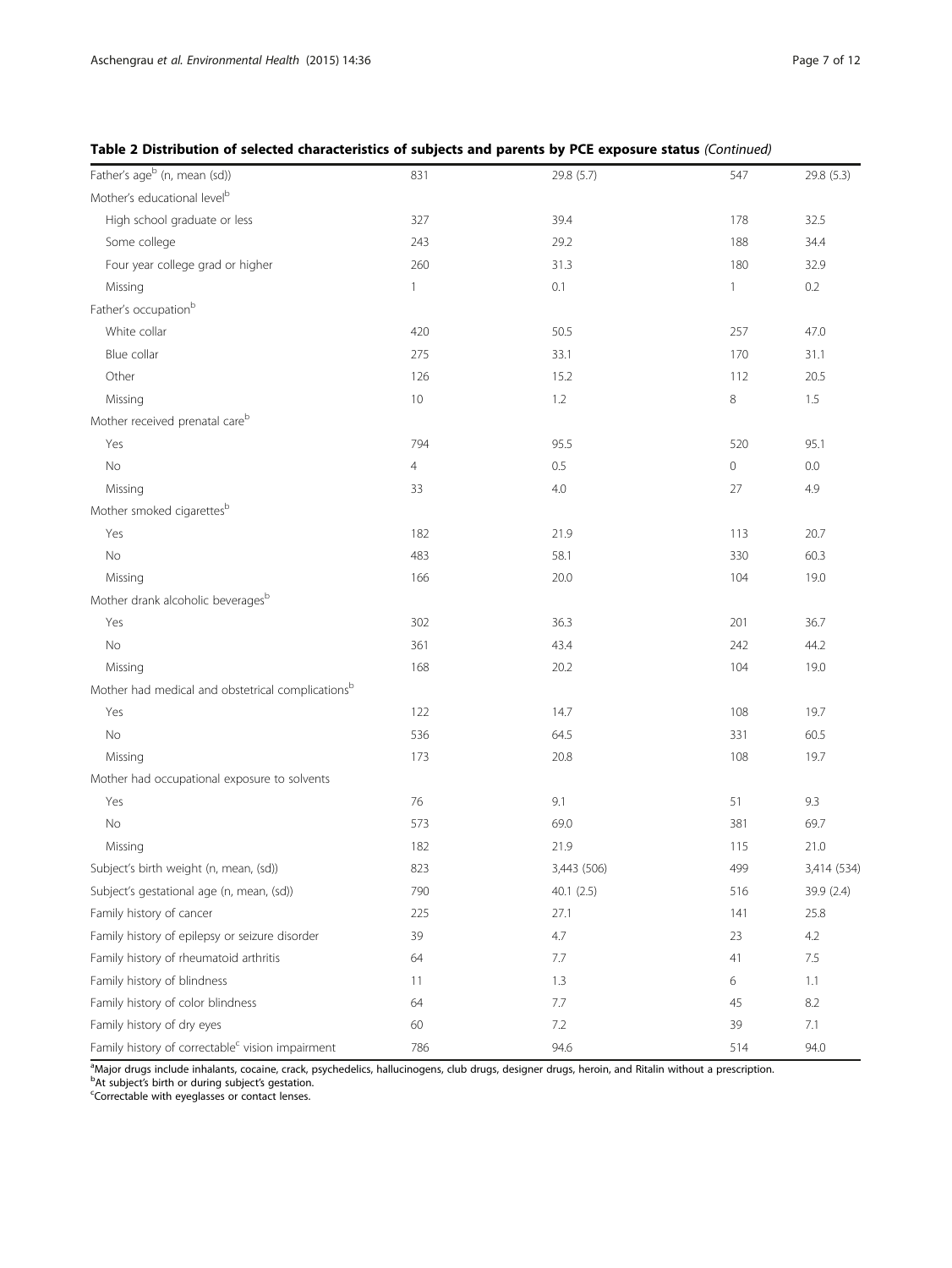**Table 2 Distribution of selected characteristics of subjects and parents by PCE exposure status** *(Continued)*

| | | | | |
|---|---|---|---|---|
| Father's age[b] (n, mean (sd)) | 831 | 29.8 (5.7) | 547 | 29.8 (5.3) |
| Mother's educational level[b] | | | | |
| High school graduate or less | 327 | 39.4 | 178 | 32.5 |
| Some college | 243 | 29.2 | 188 | 34.4 |
| Four year college grad or higher | 260 | 31.3 | 180 | 32.9 |
| Missing | 1 | 0.1 | 1 | 0.2 |
| Father's occupation[b] | | | | |
| White collar | 420 | 50.5 | 257 | 47.0 |
| Blue collar | 275 | 33.1 | 170 | 31.1 |
| Other | 126 | 15.2 | 112 | 20.5 |
| Missing | 10 | 1.2 | 8 | 1.5 |
| Mother received prenatal care[b] | | | | |
| Yes | 794 | 95.5 | 520 | 95.1 |
| No | 4 | 0.5 | 0 | 0.0 |
| Missing | 33 | 4.0 | 27 | 4.9 |
| Mother smoked cigarettes[b] | | | | |
| Yes | 182 | 21.9 | 113 | 20.7 |
| No | 483 | 58.1 | 330 | 60.3 |
| Missing | 166 | 20.0 | 104 | 19.0 |
| Mother drank alcoholic beverages[b] | | | | |
| Yes | 302 | 36.3 | 201 | 36.7 |
| No | 361 | 43.4 | 242 | 44.2 |
| Missing | 168 | 20.2 | 104 | 19.0 |
| Mother had medical and obstetrical complications[b] | | | | |
| Yes | 122 | 14.7 | 108 | 19.7 |
| No | 536 | 64.5 | 331 | 60.5 |
| Missing | 173 | 20.8 | 108 | 19.7 |
| Mother had occupational exposure to solvents | | | | |
| Yes | 76 | 9.1 | 51 | 9.3 |
| No | 573 | 69.0 | 381 | 69.7 |
| Missing | 182 | 21.9 | 115 | 21.0 |
| Subject's birth weight (n, mean, (sd)) | 823 | 3,443 (506) | 499 | 3,414 (534) |
| Subject's gestational age (n, mean, (sd)) | 790 | 40.1 (2.5) | 516 | 39.9 (2.4) |
| Family history of cancer | 225 | 27.1 | 141 | 25.8 |
| Family history of epilepsy or seizure disorder | 39 | 4.7 | 23 | 4.2 |
| Family history of rheumatoid arthritis | 64 | 7.7 | 41 | 7.5 |
| Family history of blindness | 11 | 1.3 | 6 | 1.1 |
| Family history of color blindness | 64 | 7.7 | 45 | 8.2 |
| Family history of dry eyes | 60 | 7.2 | 39 | 7.1 |
| Family history of correctable[c] vision impairment | 786 | 94.6 | 514 | 94.0 |

[a]Major drugs include inhalants, cocaine, crack, psychedelics, hallucinogens, club drugs, designer drugs, heroin, and Ritalin without a prescription.
[b]At subject's birth or during subject's gestation.
[c]Correctable with eyeglasses or contact lenses.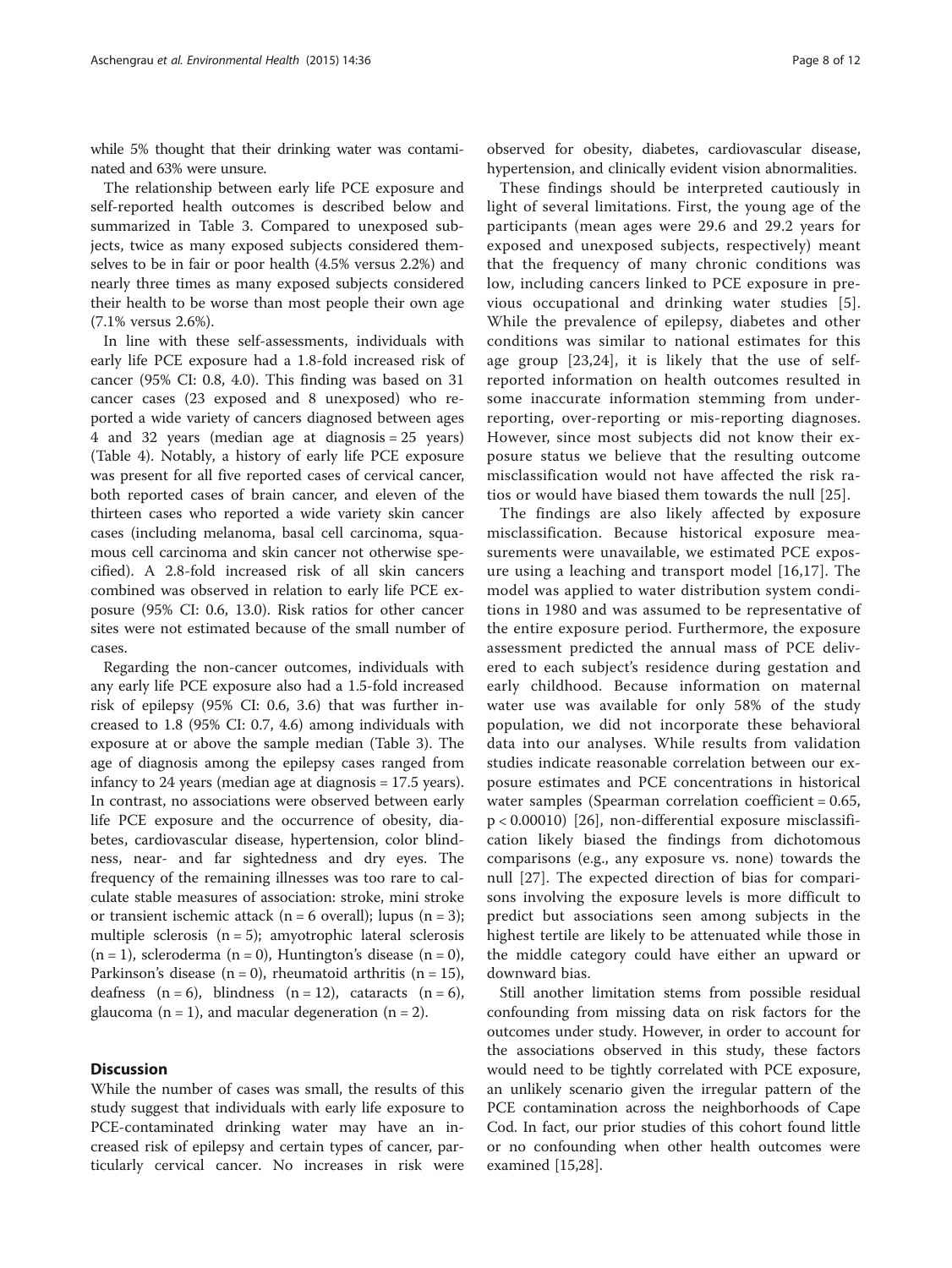while 5% thought that their drinking water was contaminated and 63% were unsure.

The relationship between early life PCE exposure and self-reported health outcomes is described below and summarized in Table 3. Compared to unexposed subjects, twice as many exposed subjects considered themselves to be in fair or poor health (4.5% versus 2.2%) and nearly three times as many exposed subjects considered their health to be worse than most people their own age (7.1% versus 2.6%).

In line with these self-assessments, individuals with early life PCE exposure had a 1.8-fold increased risk of cancer (95% CI: 0.8, 4.0). This finding was based on 31 cancer cases (23 exposed and 8 unexposed) who reported a wide variety of cancers diagnosed between ages 4 and 32 years (median age at diagnosis = 25 years) (Table 4). Notably, a history of early life PCE exposure was present for all five reported cases of cervical cancer, both reported cases of brain cancer, and eleven of the thirteen cases who reported a wide variety skin cancer cases (including melanoma, basal cell carcinoma, squamous cell carcinoma and skin cancer not otherwise specified). A 2.8-fold increased risk of all skin cancers combined was observed in relation to early life PCE exposure (95% CI: 0.6, 13.0). Risk ratios for other cancer sites were not estimated because of the small number of cases.

Regarding the non-cancer outcomes, individuals with any early life PCE exposure also had a 1.5-fold increased risk of epilepsy (95% CI: 0.6, 3.6) that was further increased to 1.8 (95% CI: 0.7, 4.6) among individuals with exposure at or above the sample median (Table 3). The age of diagnosis among the epilepsy cases ranged from infancy to 24 years (median age at diagnosis = 17.5 years). In contrast, no associations were observed between early life PCE exposure and the occurrence of obesity, diabetes, cardiovascular disease, hypertension, color blindness, near- and far sightedness and dry eyes. The frequency of the remaining illnesses was too rare to calculate stable measures of association: stroke, mini stroke or transient ischemic attack (n = 6 overall); lupus (n = 3); multiple sclerosis (n = 5); amyotrophic lateral sclerosis (n = 1), scleroderma (n = 0), Huntington's disease (n = 0), Parkinson's disease (n = 0), rheumatoid arthritis (n = 15), deafness (n = 6), blindness (n = 12), cataracts (n = 6), glaucoma (n = 1), and macular degeneration (n = 2).

## Discussion

While the number of cases was small, the results of this study suggest that individuals with early life exposure to PCE-contaminated drinking water may have an increased risk of epilepsy and certain types of cancer, particularly cervical cancer. No increases in risk were observed for obesity, diabetes, cardiovascular disease, hypertension, and clinically evident vision abnormalities.

These findings should be interpreted cautiously in light of several limitations. First, the young age of the participants (mean ages were 29.6 and 29.2 years for exposed and unexposed subjects, respectively) meant that the frequency of many chronic conditions was low, including cancers linked to PCE exposure in previous occupational and drinking water studies [5]. While the prevalence of epilepsy, diabetes and other conditions was similar to national estimates for this age group [23,24], it is likely that the use of self-reported information on health outcomes resulted in some inaccurate information stemming from under-reporting, over-reporting or mis-reporting diagnoses. However, since most subjects did not know their exposure status we believe that the resulting outcome misclassification would not have affected the risk ratios or would have biased them towards the null [25].

The findings are also likely affected by exposure misclassification. Because historical exposure measurements were unavailable, we estimated PCE exposure using a leaching and transport model [16,17]. The model was applied to water distribution system conditions in 1980 and was assumed to be representative of the entire exposure period. Furthermore, the exposure assessment predicted the annual mass of PCE delivered to each subject's residence during gestation and early childhood. Because information on maternal water use was available for only 58% of the study population, we did not incorporate these behavioral data into our analyses. While results from validation studies indicate reasonable correlation between our exposure estimates and PCE concentrations in historical water samples (Spearman correlation coefficient = 0.65, $p < 0.00010$) [26], non-differential exposure misclassification likely biased the findings from dichotomous comparisons (e.g., any exposure vs. none) towards the null [27]. The expected direction of bias for comparisons involving the exposure levels is more difficult to predict but associations seen among subjects in the highest tertile are likely to be attenuated while those in the middle category could have either an upward or downward bias.

Still another limitation stems from possible residual confounding from missing data on risk factors for the outcomes under study. However, in order to account for the associations observed in this study, these factors would need to be tightly correlated with PCE exposure, an unlikely scenario given the irregular pattern of the PCE contamination across the neighborhoods of Cape Cod. In fact, our prior studies of this cohort found little or no confounding when other health outcomes were examined [15,28].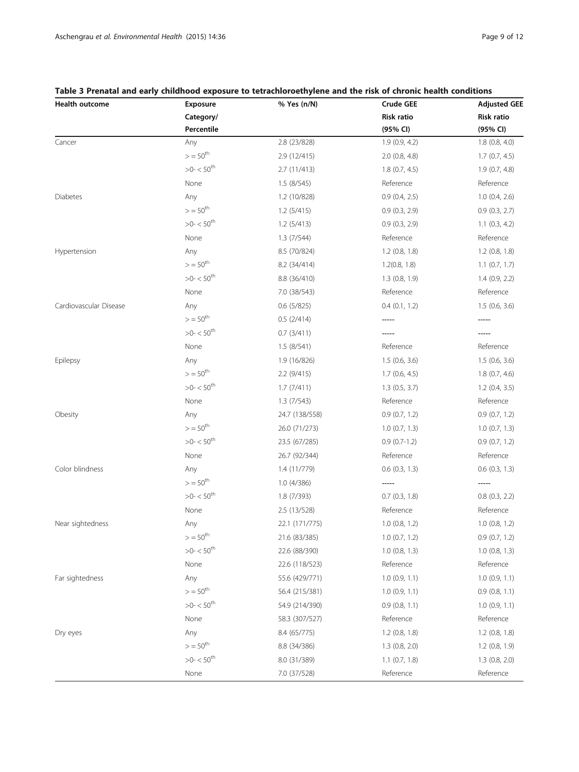**Table 3 Prenatal and early childhood exposure to tetrachloroethylene and the risk of chronic health conditions**

| Health outcome | Exposure Category/ Percentile | % Yes (n/N) | Crude GEE Risk ratio (95% CI) | Adjusted GEE Risk ratio (95% CI) |
|---|---|---|---|---|
| Cancer | Any | 2.8 (23/828) | 1.9 (0.9, 4.2) | 1.8 (0.8, 4.0) |
| | >= 50[th] | 2.9 (12/415) | 2.0 (0.8, 4.8) | 1.7 (0.7, 4.5) |
| | >0- < 50[th] | 2.7 (11/413) | 1.8 (0.7, 4.5) | 1.9 (0.7, 4.8) |
| | None | 1.5 (8/545) | Reference | Reference |
| Diabetes | Any | 1.2 (10/828) | 0.9 (0.4, 2.5) | 1.0 (0.4, 2.6) |
| | >= 50[th] | 1.2 (5/415) | 0.9 (0.3, 2.9) | 0.9 (0.3, 2.7) |
| | >0- < 50[th] | 1.2 (5/413) | 0.9 (0.3, 2.9) | 1.1 (0.3, 4.2) |
| | None | 1.3 (7/544) | Reference | Reference |
| Hypertension | Any | 8.5 (70/824) | 1.2 (0.8, 1.8) | 1.2 (0.8, 1.8) |
| | >= 50[th] | 8.2 (34/414) | 1.2(0.8, 1.8) | 1.1 (0.7, 1.7) |
| | >0- < 50[th] | 8.8 (36/410) | 1.3 (0.8, 1.9) | 1.4 (0.9, 2.2) |
| | None | 7.0 (38/543) | Reference | Reference |
| Cardiovascular Disease | Any | 0.6 (5/825) | 0.4 (0.1, 1.2) | 1.5 (0.6, 3.6) |
| | >= 50[th] | 0.5 (2/414) | ----- | ----- |
| | >0- < 50[th] | 0.7 (3/411) | ----- | ----- |
| | None | 1.5 (8/541) | Reference | Reference |
| Epilepsy | Any | 1.9 (16/826) | 1.5 (0.6, 3.6) | 1.5 (0.6, 3.6) |
| | >= 50[th] | 2.2 (9/415) | 1.7 (0.6, 4.5) | 1.8 (0.7, 4.6) |
| | >0- < 50[th] | 1.7 (7/411) | 1.3 (0.5, 3.7) | 1.2 (0.4, 3.5) |
| | None | 1.3 (7/543) | Reference | Reference |
| Obesity | Any | 24.7 (138/558) | 0.9 (0.7, 1.2) | 0.9 (0.7, 1.2) |
| | >= 50[th] | 26.0 (71/273) | 1.0 (0.7, 1.3) | 1.0 (0.7, 1.3) |
| | >0- < 50[th] | 23.5 (67/285) | 0.9 (0.7-1.2) | 0.9 (0.7, 1.2) |
| | None | 26.7 (92/344) | Reference | Reference |
| Color blindness | Any | 1.4 (11/779) | 0.6 (0.3, 1.3) | 0.6 (0.3, 1.3) |
| | >= 50[th] | 1.0 (4/386) | ----- | ----- |
| | >0- < 50[th] | 1.8 (7/393) | 0.7 (0.3, 1.8) | 0.8 (0.3, 2.2) |
| | None | 2.5 (13/528) | Reference | Reference |
| Near sightedness | Any | 22.1 (171/775) | 1.0 (0.8, 1.2) | 1.0 (0.8, 1.2) |
| | >= 50[th] | 21.6 (83/385) | 1.0 (0.7, 1.2) | 0.9 (0.7, 1.2) |
| | >0- < 50[th] | 22.6 (88/390) | 1.0 (0.8, 1.3) | 1.0 (0.8, 1.3) |
| | None | 22.6 (118/523) | Reference | Reference |
| Far sightedness | Any | 55.6 (429/771) | 1.0 (0.9, 1.1) | 1.0 (0.9, 1.1) |
| | >= 50[th] | 56.4 (215/381) | 1.0 (0.9, 1.1) | 0.9 (0.8, 1.1) |
| | >0- < 50[th] | 54.9 (214/390) | 0.9 (0.8, 1.1) | 1.0 (0.9, 1.1) |
| | None | 58.3 (307/527) | Reference | Reference |
| Dry eyes | Any | 8.4 (65/775) | 1.2 (0.8, 1.8) | 1.2 (0.8, 1.8) |
| | >= 50[th] | 8.8 (34/386) | 1.3 (0.8, 2.0) | 1.2 (0.8, 1.9) |
| | >0- < 50[th] | 8.0 (31/389) | 1.1 (0.7, 1.8) | 1.3 (0.8, 2.0) |
| | None | 7.0 (37/528) | Reference | Reference |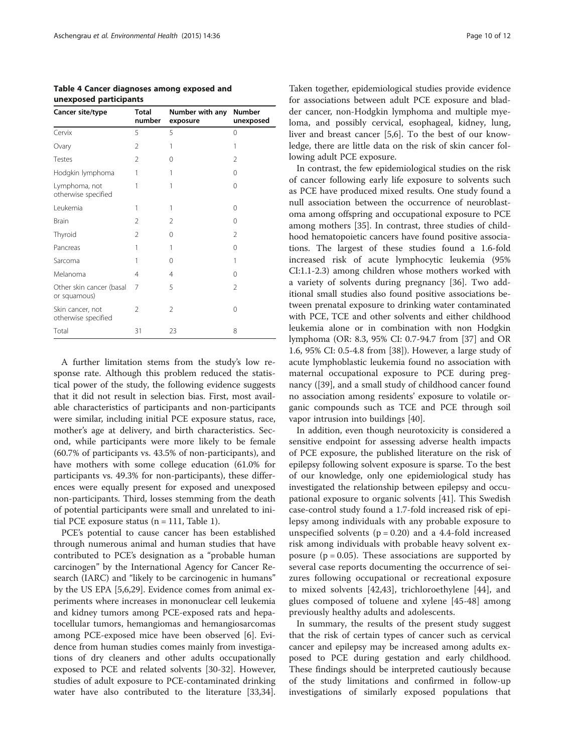**Table 4 Cancer diagnoses among exposed and unexposed participants**

| Cancer site/type | Total number | Number with any exposure | Number unexposed |
|---|---|---|---|
| Cervix | 5 | 5 | 0 |
| Ovary | 2 | 1 | 1 |
| Testes | 2 | 0 | 2 |
| Hodgkin lymphoma | 1 | 1 | 0 |
| Lymphoma, not otherwise specified | 1 | 1 | 0 |
| Leukemia | 1 | 1 | 0 |
| Brain | 2 | 2 | 0 |
| Thyroid | 2 | 0 | 2 |
| Pancreas | 1 | 1 | 0 |
| Sarcoma | 1 | 0 | 1 |
| Melanoma | 4 | 4 | 0 |
| Other skin cancer (basal or squamous) | 7 | 5 | 2 |
| Skin cancer, not otherwise specified | 2 | 2 | 0 |
| Total | 31 | 23 | 8 |

A further limitation stems from the study's low response rate. Although this problem reduced the statistical power of the study, the following evidence suggests that it did not result in selection bias. First, most available characteristics of participants and non-participants were similar, including initial PCE exposure status, race, mother's age at delivery, and birth characteristics. Second, while participants were more likely to be female (60.7% of participants vs. 43.5% of non-participants), and have mothers with some college education (61.0% for participants vs. 49.3% for non-participants), these differences were equally present for exposed and unexposed non-participants. Third, losses stemming from the death of potential participants were small and unrelated to initial PCE exposure status (n = 111, Table 1).

PCE's potential to cause cancer has been established through numerous animal and human studies that have contributed to PCE's designation as a "probable human carcinogen" by the International Agency for Cancer Research (IARC) and "likely to be carcinogenic in humans" by the US EPA [5,6,29]. Evidence comes from animal experiments where increases in mononuclear cell leukemia and kidney tumors among PCE-exposed rats and hepatocellular tumors, hemangiomas and hemangiosarcomas among PCE-exposed mice have been observed [6]. Evidence from human studies comes mainly from investigations of dry cleaners and other adults occupationally exposed to PCE and related solvents [30-32]. However, studies of adult exposure to PCE-contaminated drinking water have also contributed to the literature [33,34]. Taken together, epidemiological studies provide evidence for associations between adult PCE exposure and bladder cancer, non-Hodgkin lymphoma and multiple myeloma, and possibly cervical, esophageal, kidney, lung, liver and breast cancer [5,6]. To the best of our knowledge, there are little data on the risk of skin cancer following adult PCE exposure.

In contrast, the few epidemiological studies on the risk of cancer following early life exposure to solvents such as PCE have produced mixed results. One study found a null association between the occurrence of neuroblastoma among offspring and occupational exposure to PCE among mothers [35]. In contrast, three studies of childhood hematopoietic cancers have found positive associations. The largest of these studies found a 1.6-fold increased risk of acute lymphocytic leukemia (95% CI:1.1-2.3) among children whose mothers worked with a variety of solvents during pregnancy [36]. Two additional small studies also found positive associations between prenatal exposure to drinking water contaminated with PCE, TCE and other solvents and either childhood leukemia alone or in combination with non Hodgkin lymphoma (OR: 8.3, 95% CI: 0.7-94.7 from [37] and OR 1.6, 95% CI: 0.5-4.8 from [38]). However, a large study of acute lymphoblastic leukemia found no association with maternal occupational exposure to PCE during pregnancy ([39], and a small study of childhood cancer found no association among residents' exposure to volatile organic compounds such as TCE and PCE through soil vapor intrusion into buildings [40].

In addition, even though neurotoxicity is considered a sensitive endpoint for assessing adverse health impacts of PCE exposure, the published literature on the risk of epilepsy following solvent exposure is sparse. To the best of our knowledge, only one epidemiological study has investigated the relationship between epilepsy and occupational exposure to organic solvents [41]. This Swedish case-control study found a 1.7-fold increased risk of epilepsy among individuals with any probable exposure to unspecified solvents ($p = 0.20$) and a 4.4-fold increased risk among individuals with probable heavy solvent exposure ($p = 0.05$). These associations are supported by several case reports documenting the occurrence of seizures following occupational or recreational exposure to mixed solvents [42,43], trichloroethylene [44], and glues composed of toluene and xylene [45-48] among previously healthy adults and adolescents.

In summary, the results of the present study suggest that the risk of certain types of cancer such as cervical cancer and epilepsy may be increased among adults exposed to PCE during gestation and early childhood. These findings should be interpreted cautiously because of the study limitations and confirmed in follow-up investigations of similarly exposed populations that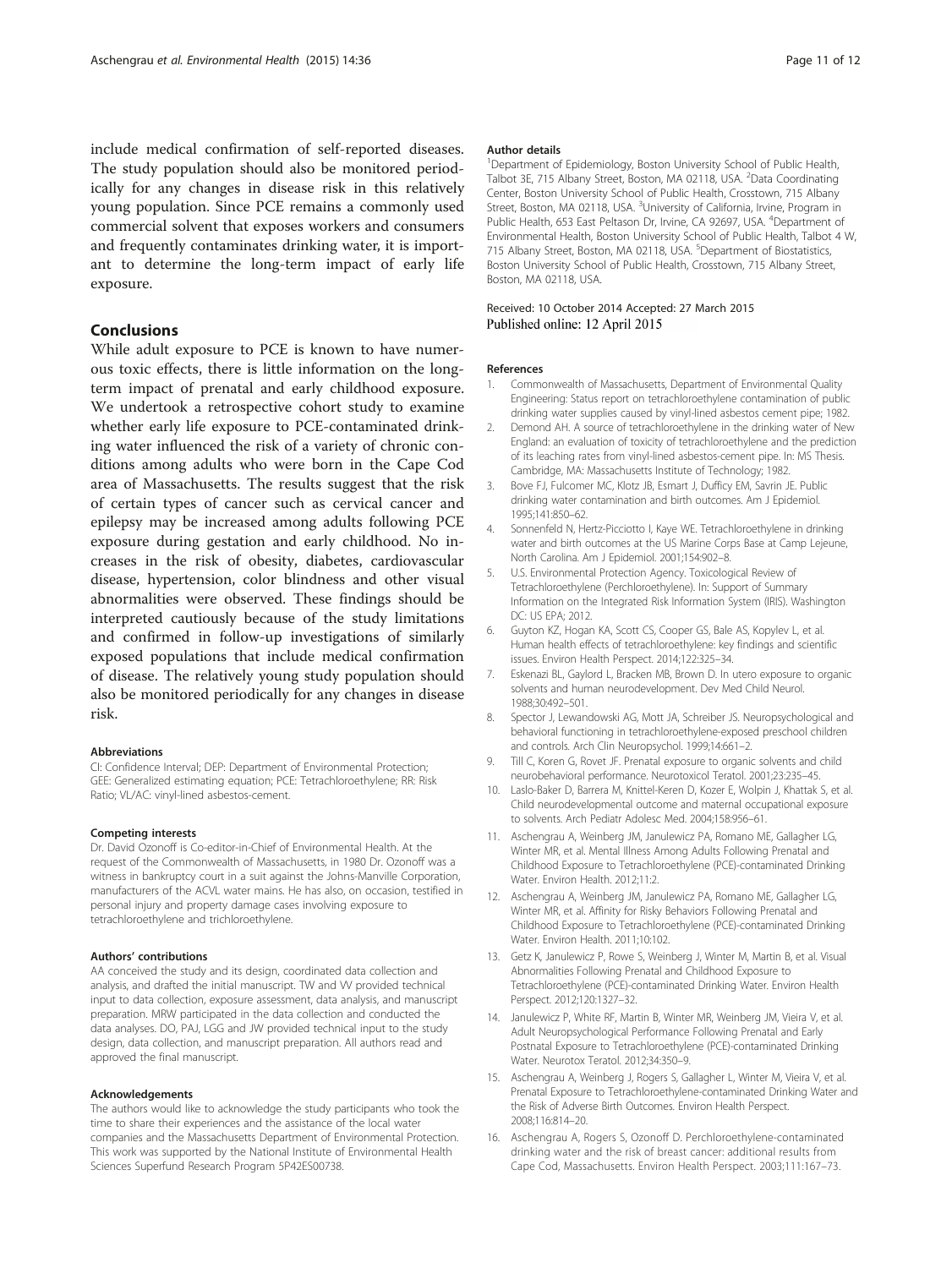include medical confirmation of self-reported diseases. The study population should also be monitored periodically for any changes in disease risk in this relatively young population. Since PCE remains a commonly used commercial solvent that exposes workers and consumers and frequently contaminates drinking water, it is important to determine the long-term impact of early life exposure.

## Conclusions

While adult exposure to PCE is known to have numerous toxic effects, there is little information on the long-term impact of prenatal and early childhood exposure. We undertook a retrospective cohort study to examine whether early life exposure to PCE-contaminated drinking water influenced the risk of a variety of chronic conditions among adults who were born in the Cape Cod area of Massachusetts. The results suggest that the risk of certain types of cancer such as cervical cancer and epilepsy may be increased among adults following PCE exposure during gestation and early childhood. No increases in the risk of obesity, diabetes, cardiovascular disease, hypertension, color blindness and other visual abnormalities were observed. These findings should be interpreted cautiously because of the study limitations and confirmed in follow-up investigations of similarly exposed populations that include medical confirmation of disease. The relatively young study population should also be monitored periodically for any changes in disease risk.

#### Abbreviations

CI: Confidence Interval; DEP: Department of Environmental Protection; GEE: Generalized estimating equation; PCE: Tetrachloroethylene; RR: Risk Ratio; VL/AC: vinyl-lined asbestos-cement.

#### Competing interests

Dr. David Ozonoff is Co-editor-in-Chief of Environmental Health. At the request of the Commonwealth of Massachusetts, in 1980 Dr. Ozonoff was a witness in bankruptcy court in a suit against the Johns-Manville Corporation, manufacturers of the ACVL water mains. He has also, on occasion, testified in personal injury and property damage cases involving exposure to tetrachloroethylene and trichloroethylene.

#### Authors' contributions

AA conceived the study and its design, coordinated data collection and analysis, and drafted the initial manuscript. TW and VV provided technical input to data collection, exposure assessment, data analysis, and manuscript preparation. MRW participated in the data collection and conducted the data analyses. DO, PAJ, LGG and JW provided technical input to the study design, data collection, and manuscript preparation. All authors read and approved the final manuscript.

#### Acknowledgements

The authors would like to acknowledge the study participants who took the time to share their experiences and the assistance of the local water companies and the Massachusetts Department of Environmental Protection. This work was supported by the National Institute of Environmental Health Sciences Superfund Research Program 5P42ES00738.

#### Author details

[1]Department of Epidemiology, Boston University School of Public Health, Talbot 3E, 715 Albany Street, Boston, MA 02118, USA. [2]Data Coordinating Center, Boston University School of Public Health, Crosstown, 715 Albany Street, Boston, MA 02118, USA. [3]University of California, Irvine, Program in Public Health, 653 East Peltason Dr, Irvine, CA 92697, USA. [4]Department of Environmental Health, Boston University School of Public Health, Talbot 4 W, 715 Albany Street, Boston, MA 02118, USA. [5]Department of Biostatistics, Boston University School of Public Health, Crosstown, 715 Albany Street, Boston, MA 02118, USA.

Received: 10 October 2014 Accepted: 27 March 2015
Published online: 12 April 2015

#### References

1. Commonwealth of Massachusetts, Department of Environmental Quality Engineering: Status report on tetrachloroethylene contamination of public drinking water supplies caused by vinyl-lined asbestos cement pipe; 1982.
2. Demond AH. A source of tetrachloroethylene in the drinking water of New England: an evaluation of toxicity of tetrachloroethylene and the prediction of its leaching rates from vinyl-lined asbestos-cement pipe. In: MS Thesis. Cambridge, MA: Massachusetts Institute of Technology; 1982.
3. Bove FJ, Fulcomer MC, Klotz JB, Esmart J, Dufficy EM, Savrin JE. Public drinking water contamination and birth outcomes. Am J Epidemiol. 1995;141:850–62.
4. Sonnenfeld N, Hertz-Picciotto I, Kaye WE. Tetrachloroethylene in drinking water and birth outcomes at the US Marine Corps Base at Camp Lejeune, North Carolina. Am J Epidemiol. 2001;154:902–8.
5. U.S. Environmental Protection Agency. Toxicological Review of Tetrachloroethylene (Perchloroethylene). In: Support of Summary Information on the Integrated Risk Information System (IRIS). Washington DC: US EPA; 2012.
6. Guyton KZ, Hogan KA, Scott CS, Cooper GS, Bale AS, Kopylev L, et al. Human health effects of tetrachloroethylene: key findings and scientific issues. Environ Health Perspect. 2014;122:325–34.
7. Eskenazi BL, Gaylord L, Bracken MB, Brown D. In utero exposure to organic solvents and human neurodevelopment. Dev Med Child Neurol. 1988;30:492–501.
8. Spector J, Lewandowski AG, Mott JA, Schreiber JS. Neuropsychological and behavioral functioning in tetrachloroethylene-exposed preschool children and controls. Arch Clin Neuropsychol. 1999;14:661–2.
9. Till C, Koren G, Rovet JF. Prenatal exposure to organic solvents and child neurobehavioral performance. Neurotoxicol Teratol. 2001;23:235–45.
10. Laslo-Baker D, Barrera M, Knittel-Keren D, Kozer E, Wolpin J, Khattak S, et al. Child neurodevelopmental outcome and maternal occupational exposure to solvents. Arch Pediatr Adolesc Med. 2004;158:956–61.
11. Aschengrau A, Weinberg JM, Janulewicz PA, Romano ME, Gallagher LG, Winter MR, et al. Mental Illness Among Adults Following Prenatal and Childhood Exposure to Tetrachloroethylene (PCE)-contaminated Drinking Water. Environ Health. 2012;11:2.
12. Aschengrau A, Weinberg JM, Janulewicz PA, Romano ME, Gallagher LG, Winter MR, et al. Affinity for Risky Behaviors Following Prenatal and Childhood Exposure to Tetrachloroethylene (PCE)-contaminated Drinking Water. Environ Health. 2011;10:102.
13. Getz K, Janulewicz P, Rowe S, Weinberg J, Winter M, Martin B, et al. Visual Abnormalities Following Prenatal and Childhood Exposure to Tetrachloroethylene (PCE)-contaminated Drinking Water. Environ Health Perspect. 2012;120:1327–32.
14. Janulewicz P, White RF, Martin B, Winter MR, Weinberg JM, Vieira V, et al. Adult Neuropsychological Performance Following Prenatal and Early Postnatal Exposure to Tetrachloroethylene (PCE)-contaminated Drinking Water. Neurotox Teratol. 2012;34:350–9.
15. Aschengrau A, Weinberg J, Rogers S, Gallagher L, Winter M, Vieira V, et al. Prenatal Exposure to Tetrachloroethylene-contaminated Drinking Water and the Risk of Adverse Birth Outcomes. Environ Health Perspect. 2008;116:814–20.
16. Aschengrau A, Rogers S, Ozonoff D. Perchloroethylene-contaminated drinking water and the risk of breast cancer: additional results from Cape Cod, Massachusetts. Environ Health Perspect. 2003;111:167–73.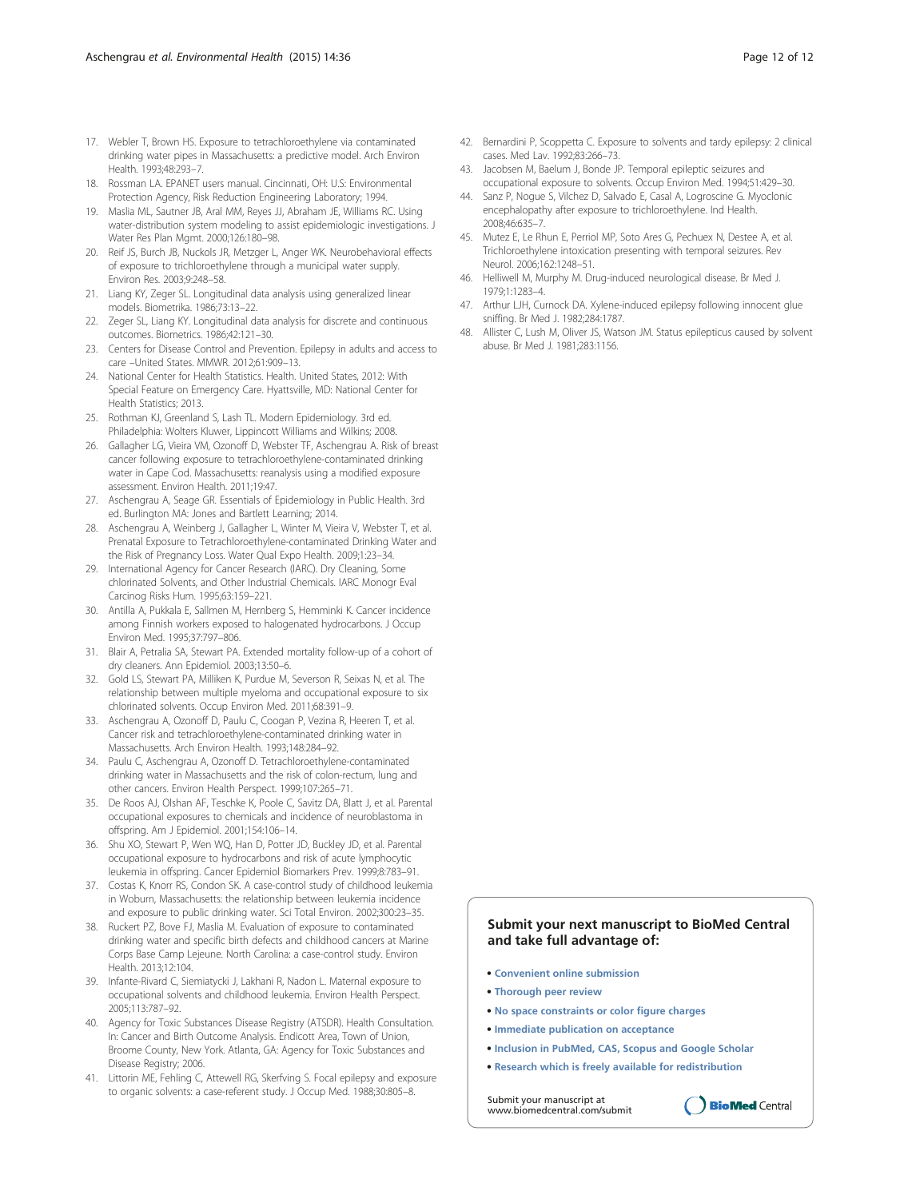17. Webler T, Brown HS. Exposure to tetrachloroethylene via contaminated drinking water pipes in Massachusetts: a predictive model. Arch Environ Health. 1993;48:293–7.
18. Rossman LA. EPANET users manual. Cincinnati, OH: U.S: Environmental Protection Agency, Risk Reduction Engineering Laboratory; 1994.
19. Maslia ML, Sautner JB, Aral MM, Reyes JJ, Abraham JE, Williams RC. Using water-distribution system modeling to assist epidemiologic investigations. J Water Res Plan Mgmt. 2000;126:180–98.
20. Reif JS, Burch JB, Nuckols JR, Metzger L, Anger WK. Neurobehavioral effects of exposure to trichloroethylene through a municipal water supply. Environ Res. 2003;9:248–58.
21. Liang KY, Zeger SL. Longitudinal data analysis using generalized linear models. Biometrika. 1986;73:13–22.
22. Zeger SL, Liang KY. Longitudinal data analysis for discrete and continuous outcomes. Biometrics. 1986;42:121–30.
23. Centers for Disease Control and Prevention. Epilepsy in adults and access to care –United States. MMWR. 2012;61:909–13.
24. National Center for Health Statistics. Health. United States, 2012: With Special Feature on Emergency Care. Hyattsville, MD: National Center for Health Statistics; 2013.
25. Rothman KJ, Greenland S, Lash TL. Modern Epidemiology. 3rd ed. Philadelphia: Wolters Kluwer, Lippincott Williams and Wilkins; 2008.
26. Gallagher LG, Vieira VM, Ozonoff D, Webster TF, Aschengrau A. Risk of breast cancer following exposure to tetrachloroethylene-contaminated drinking water in Cape Cod. Massachusetts: reanalysis using a modified exposure assessment. Environ Health. 2011;19:47.
27. Aschengrau A, Seage GR. Essentials of Epidemiology in Public Health. 3rd ed. Burlington MA: Jones and Bartlett Learning; 2014.
28. Aschengrau A, Weinberg J, Gallagher L, Winter M, Vieira V, Webster T, et al. Prenatal Exposure to Tetrachloroethylene-contaminated Drinking Water and the Risk of Pregnancy Loss. Water Qual Expo Health. 2009;1:23–34.
29. International Agency for Cancer Research (IARC). Dry Cleaning, Some chlorinated Solvents, and Other Industrial Chemicals. IARC Monogr Eval Carcinog Risks Hum. 1995;63:159–221.
30. Antilla A, Pukkala E, Sallmen M, Hernberg S, Hemminki K. Cancer incidence among Finnish workers exposed to halogenated hydrocarbons. J Occup Environ Med. 1995;37:797–806.
31. Blair A, Petralia SA, Stewart PA. Extended mortality follow-up of a cohort of dry cleaners. Ann Epidemiol. 2003;13:50–6.
32. Gold LS, Stewart PA, Milliken K, Purdue M, Severson R, Seixas N, et al. The relationship between multiple myeloma and occupational exposure to six chlorinated solvents. Occup Environ Med. 2011;68:391–9.
33. Aschengrau A, Ozonoff D, Paulu C, Coogan P, Vezina R, Heeren T, et al. Cancer risk and tetrachloroethylene-contaminated drinking water in Massachusetts. Arch Environ Health. 1993;148:284–92.
34. Paulu C, Aschengrau A, Ozonoff D. Tetrachloroethylene-contaminated drinking water in Massachusetts and the risk of colon-rectum, lung and other cancers. Environ Health Perspect. 1999;107:265–71.
35. De Roos AJ, Olshan AF, Teschke K, Poole C, Savitz DA, Blatt J, et al. Parental occupational exposures to chemicals and incidence of neuroblastoma in offspring. Am J Epidemiol. 2001;154:106–14.
36. Shu XO, Stewart P, Wen WQ, Han D, Potter JD, Buckley JD, et al. Parental occupational exposure to hydrocarbons and risk of acute lymphocytic leukemia in offspring. Cancer Epidemiol Biomarkers Prev. 1999;8:783–91.
37. Costas K, Knorr RS, Condon SK. A case-control study of childhood leukemia in Woburn, Massachusetts: the relationship between leukemia incidence and exposure to public drinking water. Sci Total Environ. 2002;300:23–35.
38. Ruckert PZ, Bove FJ, Maslia M. Evaluation of exposure to contaminated drinking water and specific birth defects and childhood cancers at Marine Corps Base Camp Lejeune. North Carolina: a case-control study. Environ Health. 2013;12:104.
39. Infante-Rivard C, Siemiatycki J, Lakhani R, Nadon L. Maternal exposure to occupational solvents and childhood leukemia. Environ Health Perspect. 2005;113:787–92.
40. Agency for Toxic Substances Disease Registry (ATSDR). Health Consultation. In: Cancer and Birth Outcome Analysis. Endicott Area, Town of Union, Broome County, New York. Atlanta, GA: Agency for Toxic Substances and Disease Registry; 2006.
41. Littorin ME, Fehling C, Attewell RG, Skerfving S. Focal epilepsy and exposure to organic solvents: a case-referent study. J Occup Med. 1988;30:805–8.
42. Bernardini P, Scoppetta C. Exposure to solvents and tardy epilepsy: 2 clinical cases. Med Lav. 1992;83:266–73.
43. Jacobsen M, Baelum J, Bonde JP. Temporal epileptic seizures and occupational exposure to solvents. Occup Environ Med. 1994;51:429–30.
44. Sanz P, Nogue S, Vilchez D, Salvado E, Casal A, Logroscine G. Myoclonic encephalopathy after exposure to trichloroethylene. Ind Health. 2008;46:635–7.
45. Mutez E, Le Rhun E, Perriol MP, Soto Ares G, Pechuex N, Destee A, et al. Trichloroethylene intoxication presenting with temporal seizures. Rev Neurol. 2006;162:1248–51.
46. Helliwell M, Murphy M. Drug-induced neurological disease. Br Med J. 1979;1:1283–4.
47. Arthur LJH, Curnock DA. Xylene-induced epilepsy following innocent glue sniffing. Br Med J. 1982;284:1787.
48. Allister C, Lush M, Oliver JS, Watson JM. Status epilepticus caused by solvent abuse. Br Med J. 1981;283:1156.

**Submit your next manuscript to BioMed Central and take full advantage of:**

- **Convenient online submission**
- **Thorough peer review**
- **No space constraints or color figure charges**
- **Immediate publication on acceptance**
- **Inclusion in PubMed, CAS, Scopus and Google Scholar**
- **Research which is freely available for redistribution**

Submit your manuscript at
www.biomedcentral.com/submit

BioMed Central